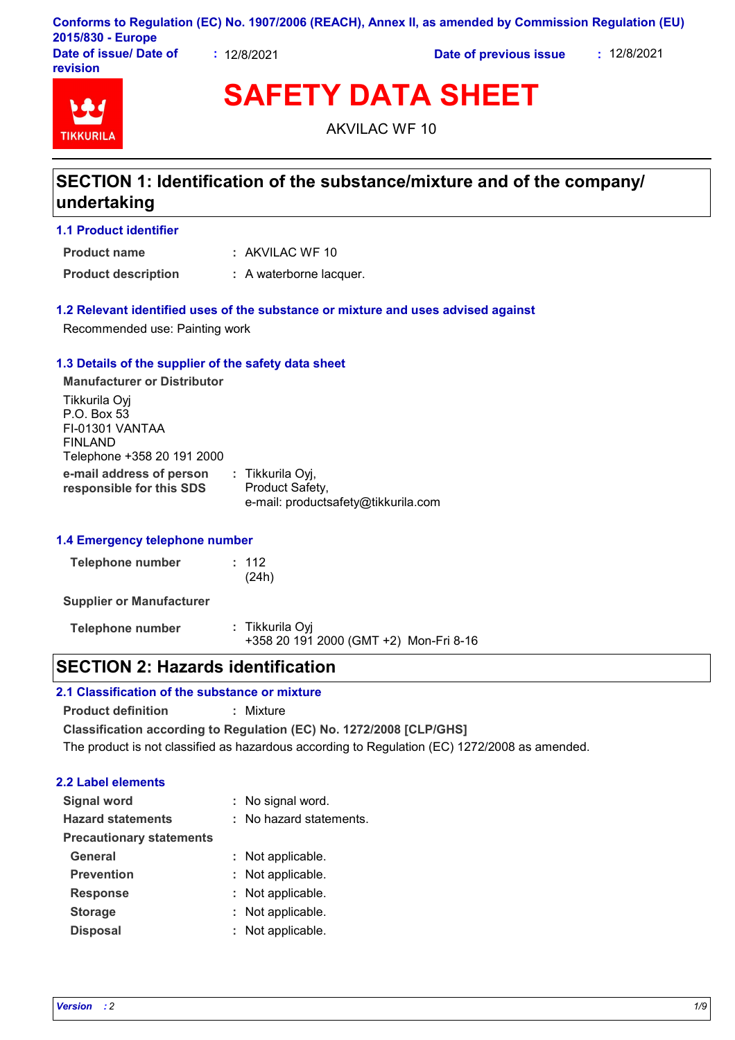Conforms to Regulation (EC) No. 1907/2006 (REACH), Annex II, as amended by Commission Regulation (EU) 2015/830 - Europe

**Date of issue/ Date of revision** : 12/8/2021 **Date of previous issue** : 12/8/2021

# SAFETY DATA SHEET

AKVILAC WF 10

## SECTION 1: Identification of the substance/mixture and of the company/ undertaking

### 1.1 Product identifier

**Product name** : AKVILAC WF 10

**Product description** : A waterborne lacquer.

### 1.2 Relevant identified uses of the substance or mixture and uses advised against

Recommended use: Painting work

### 1.3 Details of the supplier of the safety data sheet

**Manufacturer or Distributor**

Tikkurila Oyj
P.O. Box 53
FI-01301 VANTAA
FINLAND
Telephone +358 20 191 2000

**e-mail address of person responsible for this SDS** : Tikkurila Oyj, Product Safety, e-mail: productsafety@tikkurila.com

### 1.4 Emergency telephone number

**Telephone number** : 112 (24h)

**Supplier or Manufacturer**

**Telephone number** : Tikkurila Oyj
+358 20 191 2000 (GMT +2) Mon-Fri 8-16

## SECTION 2: Hazards identification

### 2.1 Classification of the substance or mixture

**Product definition** : Mixture

**Classification according to Regulation (EC) No. 1272/2008 [CLP/GHS]**

The product is not classified as hazardous according to Regulation (EC) 1272/2008 as amended.

### 2.2 Label elements

**Signal word** : No signal word.

**Hazard statements** : No hazard statements.

**Precautionary statements**

**General** : Not applicable.

**Prevention** : Not applicable.

**Response** : Not applicable.

**Storage** : Not applicable.

**Disposal** : Not applicable.

*Version* : 2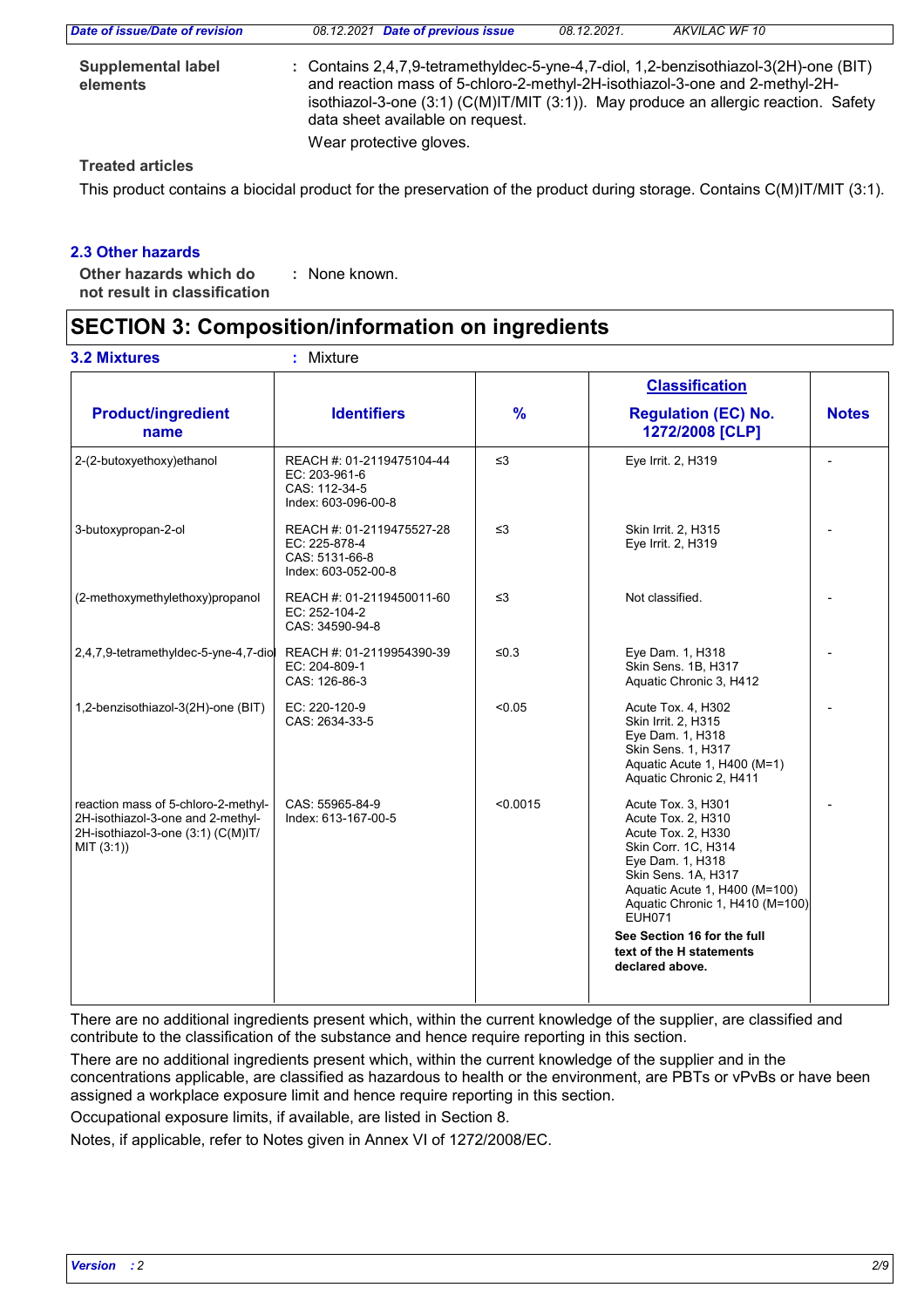**Supplemental label elements** : Contains 2,4,7,9-tetramethyldec-5-yne-4,7-diol, 1,2-benzisothiazol-3(2H)-one (BIT) and reaction mass of 5-chloro-2-methyl-2H-isothiazol-3-one and 2-methyl-2H-isothiazol-3-one (3:1) (C(M)IT/MIT (3:1)). May produce an allergic reaction. Safety data sheet available on request.

Wear protective gloves.

**Treated articles**

This product contains a biocidal product for the preservation of the product during storage. Contains C(M)IT/MIT (3:1).

### 2.3 Other hazards

**Other hazards which do not result in classification** : None known.

## SECTION 3: Composition/information on ingredients

**3.2 Mixtures** : Mixture

| Product/ingredient name | Identifiers | % | Classification Regulation (EC) No. 1272/2008 [CLP] | Notes |
|---|---|---|---|---|
| 2-(2-butoxyethoxy)ethanol | REACH #: 01-2119475104-44<br>EC: 203-961-6<br>CAS: 112-34-5<br>Index: 603-096-00-8 | ≤3 | Eye Irrit. 2, H319 | - |
| 3-butoxypropan-2-ol | REACH #: 01-2119475527-28<br>EC: 225-878-4<br>CAS: 5131-66-8<br>Index: 603-052-00-8 | ≤3 | Skin Irrit. 2, H315<br>Eye Irrit. 2, H319 | - |
| (2-methoxymethylethoxy)propanol | REACH #: 01-2119450011-60<br>EC: 252-104-2<br>CAS: 34590-94-8 | ≤3 | Not classified. | - |
| 2,4,7,9-tetramethyldec-5-yne-4,7-diol | REACH #: 01-2119954390-39<br>EC: 204-809-1<br>CAS: 126-86-3 | ≤0.3 | Eye Dam. 1, H318<br>Skin Sens. 1B, H317<br>Aquatic Chronic 3, H412 | - |
| 1,2-benzisothiazol-3(2H)-one (BIT) | EC: 220-120-9<br>CAS: 2634-33-5 | <0.05 | Acute Tox. 4, H302<br>Skin Irrit. 2, H315<br>Eye Dam. 1, H318<br>Skin Sens. 1, H317<br>Aquatic Acute 1, H400 (M=1)<br>Aquatic Chronic 2, H411 | - |
| reaction mass of 5-chloro-2-methyl-2H-isothiazol-3-one and 2-methyl-2H-isothiazol-3-one (3:1) (C(M)IT/MIT (3:1)) | CAS: 55965-84-9<br>Index: 613-167-00-5 | <0.0015 | Acute Tox. 3, H301<br>Acute Tox. 2, H310<br>Acute Tox. 2, H330<br>Skin Corr. 1C, H314<br>Eye Dam. 1, H318<br>Skin Sens. 1A, H317<br>Aquatic Acute 1, H400 (M=100)<br>Aquatic Chronic 1, H410 (M=100)<br>EUH071<br>**See Section 16 for the full text of the H statements declared above.** | - |

There are no additional ingredients present which, within the current knowledge of the supplier, are classified and contribute to the classification of the substance and hence require reporting in this section.

There are no additional ingredients present which, within the current knowledge of the supplier and in the concentrations applicable, are classified as hazardous to health or the environment, are PBTs or vPvBs or have been assigned a workplace exposure limit and hence require reporting in this section.

Occupational exposure limits, if available, are listed in Section 8.

Notes, if applicable, refer to Notes given in Annex VI of 1272/2008/EC.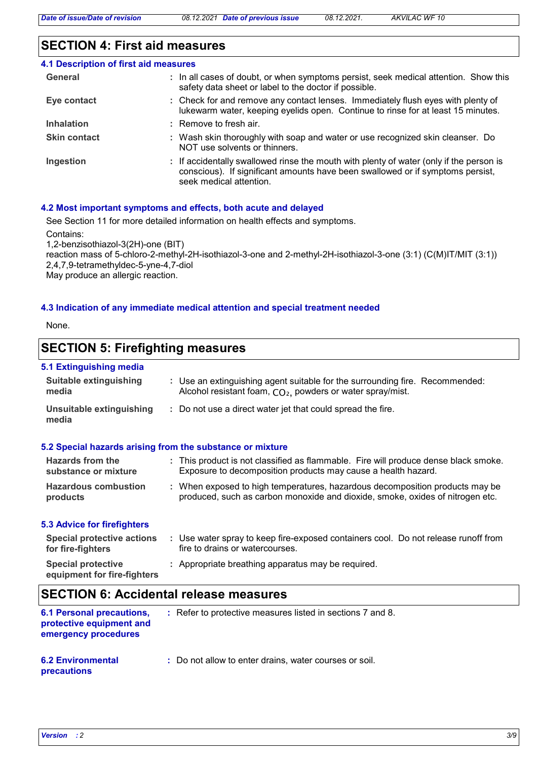## SECTION 4: First aid measures

### 4.1 Description of first aid measures

| | |
|---|---|
| **General** | : In all cases of doubt, or when symptoms persist, seek medical attention. Show this safety data sheet or label to the doctor if possible. |
| **Eye contact** | : Check for and remove any contact lenses. Immediately flush eyes with plenty of lukewarm water, keeping eyelids open. Continue to rinse for at least 15 minutes. |
| **Inhalation** | : Remove to fresh air. |
| **Skin contact** | : Wash skin thoroughly with soap and water or use recognized skin cleanser. Do NOT use solvents or thinners. |
| **Ingestion** | : If accidentally swallowed rinse the mouth with plenty of water (only if the person is conscious). If significant amounts have been swallowed or if symptoms persist, seek medical attention. |

### 4.2 Most important symptoms and effects, both acute and delayed

See Section 11 for more detailed information on health effects and symptoms.

Contains:
1,2-benzisothiazol-3(2H)-one (BIT)
reaction mass of 5-chloro-2-methyl-2H-isothiazol-3-one and 2-methyl-2H-isothiazol-3-one (3:1) (C(M)IT/MIT (3:1))
2,4,7,9-tetramethyldec-5-yne-4,7-diol
May produce an allergic reaction.

### 4.3 Indication of any immediate medical attention and special treatment needed

None.

## SECTION 5: Firefighting measures

### 5.1 Extinguishing media

| | |
|---|---|
| **Suitable extinguishing media** | : Use an extinguishing agent suitable for the surrounding fire. Recommended: Alcohol resistant foam, $CO_2$, powders or water spray/mist. |
| **Unsuitable extinguishing media** | : Do not use a direct water jet that could spread the fire. |

### 5.2 Special hazards arising from the substance or mixture

| | |
|---|---|
| **Hazards from the substance or mixture** | : This product is not classified as flammable. Fire will produce dense black smoke. Exposure to decomposition products may cause a health hazard. |
| **Hazardous combustion products** | : When exposed to high temperatures, hazardous decomposition products may be produced, such as carbon monoxide and dioxide, smoke, oxides of nitrogen etc. |

### 5.3 Advice for firefighters

| | |
|---|---|
| **Special protective actions for fire-fighters** | : Use water spray to keep fire-exposed containers cool. Do not release runoff from fire to drains or watercourses. |
| **Special protective equipment for fire-fighters** | : Appropriate breathing apparatus may be required. |

## SECTION 6: Accidental release measures

| | |
|---|---|
| **6.1 Personal precautions, protective equipment and emergency procedures** | : Refer to protective measures listed in sections 7 and 8. |
| **6.2 Environmental precautions** | : Do not allow to enter drains, water courses or soil. |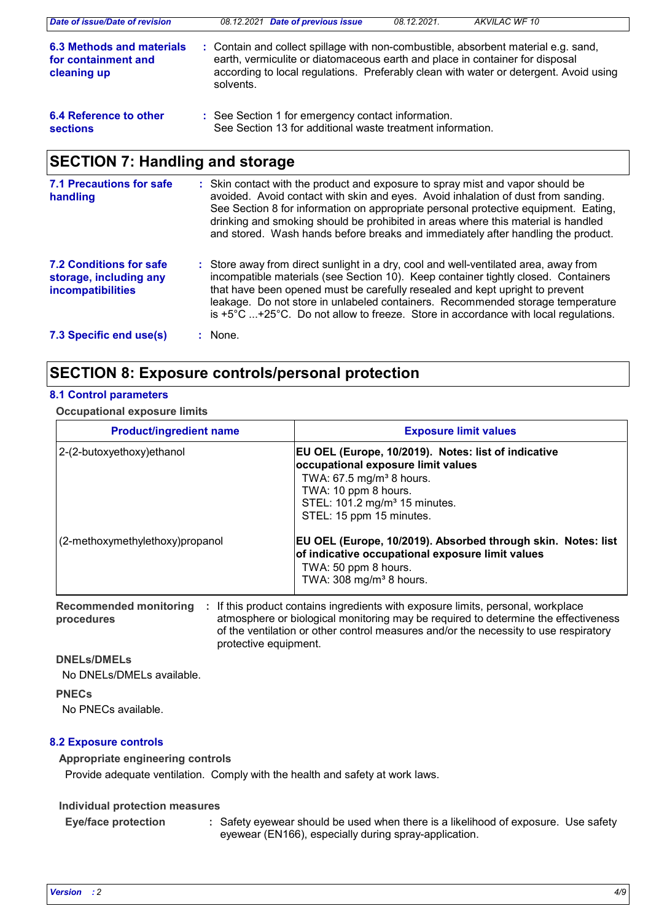**6.3 Methods and materials for containment and cleaning up** : Contain and collect spillage with non-combustible, absorbent material e.g. sand, earth, vermiculite or diatomaceous earth and place in container for disposal according to local regulations. Preferably clean with water or detergent. Avoid using solvents.

**6.4 Reference to other sections** : See Section 1 for emergency contact information. See Section 13 for additional waste treatment information.

## SECTION 7: Handling and storage

**7.1 Precautions for safe handling** : Skin contact with the product and exposure to spray mist and vapor should be avoided. Avoid contact with skin and eyes. Avoid inhalation of dust from sanding. See Section 8 for information on appropriate personal protective equipment. Eating, drinking and smoking should be prohibited in areas where this material is handled and stored. Wash hands before breaks and immediately after handling the product.

**7.2 Conditions for safe storage, including any incompatibilities** : Store away from direct sunlight in a dry, cool and well-ventilated area, away from incompatible materials (see Section 10). Keep container tightly closed. Containers that have been opened must be carefully resealed and kept upright to prevent leakage. Do not store in unlabeled containers. Recommended storage temperature is +5°C ...+25°C. Do not allow to freeze. Store in accordance with local regulations.

**7.3 Specific end use(s)** : None.

## SECTION 8: Exposure controls/personal protection

### 8.1 Control parameters

**Occupational exposure limits**

| Product/ingredient name | Exposure limit values |
|---|---|
| 2-(2-butoxyethoxy)ethanol | **EU OEL (Europe, 10/2019). Notes: list of indicative occupational exposure limit values**<br>TWA: 67.5 mg/m³ 8 hours.<br>TWA: 10 ppm 8 hours.<br>STEL: 101.2 mg/m³ 15 minutes.<br>STEL: 15 ppm 15 minutes. |
| (2-methoxymethylethoxy)propanol | **EU OEL (Europe, 10/2019). Absorbed through skin. Notes: list of indicative occupational exposure limit values**<br>TWA: 50 ppm 8 hours.<br>TWA: 308 mg/m³ 8 hours. |

**Recommended monitoring procedures** : If this product contains ingredients with exposure limits, personal, workplace atmosphere or biological monitoring may be required to determine the effectiveness of the ventilation or other control measures and/or the necessity to use respiratory protective equipment.

**DNELs/DMELs**

No DNELs/DMELs available.

**PNECs**

No PNECs available.

### 8.2 Exposure controls

**Appropriate engineering controls**

Provide adequate ventilation. Comply with the health and safety at work laws.

**Individual protection measures**

**Eye/face protection** : Safety eyewear should be used when there is a likelihood of exposure. Use safety eyewear (EN166), especially during spray-application.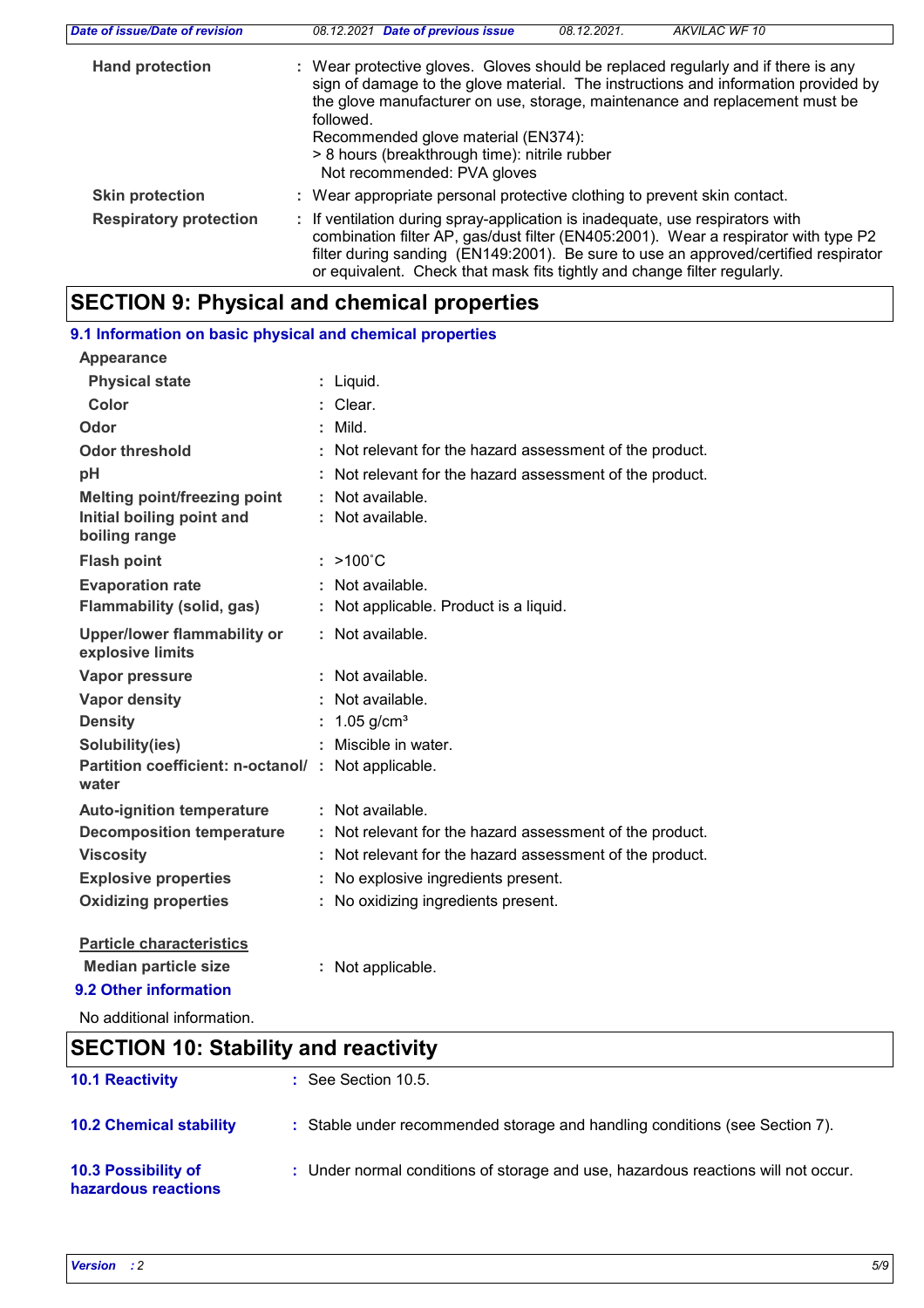| | |
|---|---|
| **Hand protection** | : Wear protective gloves. Gloves should be replaced regularly and if there is any sign of damage to the glove material. The instructions and information provided by the glove manufacturer on use, storage, maintenance and replacement must be followed.<br>Recommended glove material (EN374):<br>> 8 hours (breakthrough time): nitrile rubber<br>Not recommended: PVA gloves |
| **Skin protection** | : Wear appropriate personal protective clothing to prevent skin contact. |
| **Respiratory protection** | : If ventilation during spray-application is inadequate, use respirators with combination filter AP, gas/dust filter (EN405:2001). Wear a respirator with type P2 filter during sanding (EN149:2001). Be sure to use an approved/certified respirator or equivalent. Check that mask fits tightly and change filter regularly. |

## SECTION 9: Physical and chemical properties

### 9.1 Information on basic physical and chemical properties

| | |
|---|---|
| **Appearance** | |
| **Physical state** | : Liquid. |
| **Color** | : Clear. |
| **Odor** | : Mild. |
| **Odor threshold** | : Not relevant for the hazard assessment of the product. |
| **pH** | : Not relevant for the hazard assessment of the product. |
| **Melting point/freezing point** | : Not available. |
| **Initial boiling point and boiling range** | : Not available. |
| **Flash point** | : >100˚C |
| **Evaporation rate** | : Not available. |
| **Flammability (solid, gas)** | : Not applicable. Product is a liquid. |
| **Upper/lower flammability or explosive limits** | : Not available. |
| **Vapor pressure** | : Not available. |
| **Vapor density** | : Not available. |
| **Density** | : 1.05 g/cm³ |
| **Solubility(ies)** | : Miscible in water. |
| **Partition coefficient: n-octanol/ water** | : Not applicable. |
| **Auto-ignition temperature** | : Not available. |
| **Decomposition temperature** | : Not relevant for the hazard assessment of the product. |
| **Viscosity** | : Not relevant for the hazard assessment of the product. |
| **Explosive properties** | : No explosive ingredients present. |
| **Oxidizing properties** | : No oxidizing ingredients present. |

**Particle characteristics**

| | |
|---|---|
| **Median particle size** | : Not applicable. |

### 9.2 Other information

No additional information.

## SECTION 10: Stability and reactivity

| | |
|---|---|
| **10.1 Reactivity** | : See Section 10.5. |
| **10.2 Chemical stability** | : Stable under recommended storage and handling conditions (see Section 7). |
| **10.3 Possibility of hazardous reactions** | : Under normal conditions of storage and use, hazardous reactions will not occur. |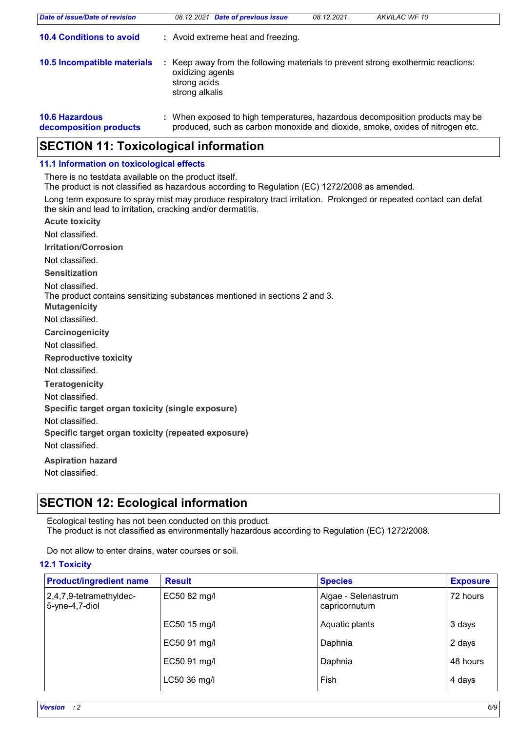**10.4 Conditions to avoid** : Avoid extreme heat and freezing.

**10.5 Incompatible materials** : Keep away from the following materials to prevent strong exothermic reactions:
oxidizing agents
strong acids
strong alkalis

**10.6 Hazardous decomposition products** : When exposed to high temperatures, hazardous decomposition products may be produced, such as carbon monoxide and dioxide, smoke, oxides of nitrogen etc.

## SECTION 11: Toxicological information

### 11.1 Information on toxicological effects

There is no testdata available on the product itself.
The product is not classified as hazardous according to Regulation (EC) 1272/2008 as amended.

Long term exposure to spray mist may produce respiratory tract irritation. Prolonged or repeated contact can defat the skin and lead to irritation, cracking and/or dermatitis.

**Acute toxicity**

Not classified.

**Irritation/Corrosion**

Not classified.

**Sensitization**

Not classified.
The product contains sensitizing substances mentioned in sections 2 and 3.

**Mutagenicity**

Not classified.

**Carcinogenicity**

Not classified.

**Reproductive toxicity**

Not classified.

**Teratogenicity**

Not classified.

**Specific target organ toxicity (single exposure)**

Not classified.

**Specific target organ toxicity (repeated exposure)**

Not classified.

**Aspiration hazard**

Not classified.

## SECTION 12: Ecological information

Ecological testing has not been conducted on this product.
The product is not classified as environmentally hazardous according to Regulation (EC) 1272/2008.

Do not allow to enter drains, water courses or soil.

### 12.1 Toxicity

| Product/ingredient name | Result | Species | Exposure |
|---|---|---|---|
| 2,4,7,9-tetramethyldec-5-yne-4,7-diol | EC50 82 mg/l | Algae - Selenastrum capricornutum | 72 hours |
| | EC50 15 mg/l | Aquatic plants | 3 days |
| | EC50 91 mg/l | Daphnia | 2 days |
| | EC50 91 mg/l | Daphnia | 48 hours |
| | LC50 36 mg/l | Fish | 4 days |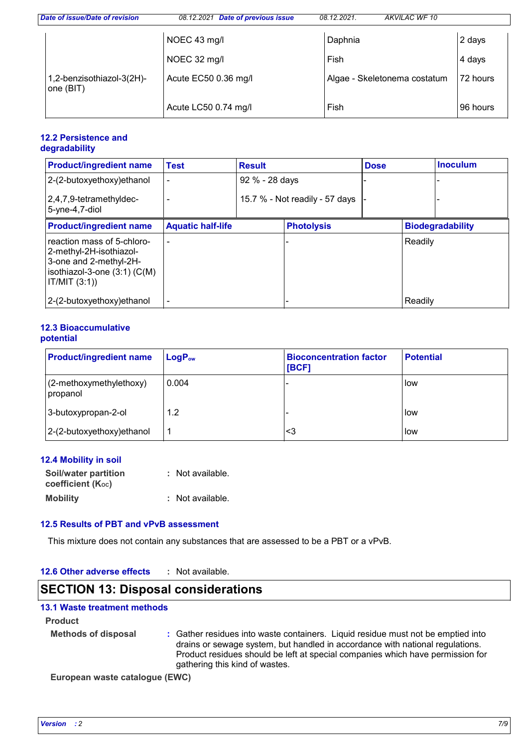| | | | |
|---|---|---|---|
| | NOEC 43 mg/l | Daphnia | 2 days |
| | NOEC 32 mg/l | Fish | 4 days |
| 1,2-benzisothiazol-3(2H)-one (BIT) | Acute EC50 0.36 mg/l | Algae - Skeletonema costatum | 72 hours |
| | Acute LC50 0.74 mg/l | Fish | 96 hours |

### 12.2 Persistence and degradability

| Product/ingredient name | Test | Result | Dose | Inoculum |
|---|---|---|---|---|
| 2-(2-butoxyethoxy)ethanol | - | 92 % - 28 days | - | - |
| 2,4,7,9-tetramethyldec-5-yne-4,7-diol | - | 15.7 % - Not readily - 57 days | - | - |

| Product/ingredient name | Aquatic half-life | Photolysis | Biodegradability |
|---|---|---|---|
| reaction mass of 5-chloro-2-methyl-2H-isothiazol-3-one and 2-methyl-2H-isothiazol-3-one (3:1) (C(M)IT/MIT (3:1)) | - | - | Readily |
| 2-(2-butoxyethoxy)ethanol | - | - | Readily |

### 12.3 Bioaccumulative potential

| Product/ingredient name | $LogP_{ow}$ | Bioconcentration factor [BCF] | Potential |
|---|---|---|---|
| (2-methoxymethylethoxy) propanol | 0.004 | - | low |
| 3-butoxypropan-2-ol | 1.2 | - | low |
| 2-(2-butoxyethoxy)ethanol | 1 | <3 | low |

### 12.4 Mobility in soil

**Soil/water partition coefficient ($K_{OC}$)** : Not available.

**Mobility** : Not available.

### 12.5 Results of PBT and vPvB assessment

This mixture does not contain any substances that are assessed to be a PBT or a vPvB.

### 12.6 Other adverse effects : Not available.

## SECTION 13: Disposal considerations

### 13.1 Waste treatment methods

**Product**

**Methods of disposal** : Gather residues into waste containers. Liquid residue must not be emptied into drains or sewage system, but handled in accordance with national regulations. Product residues should be left at special companies which have permission for gathering this kind of wastes.

**European waste catalogue (EWC)**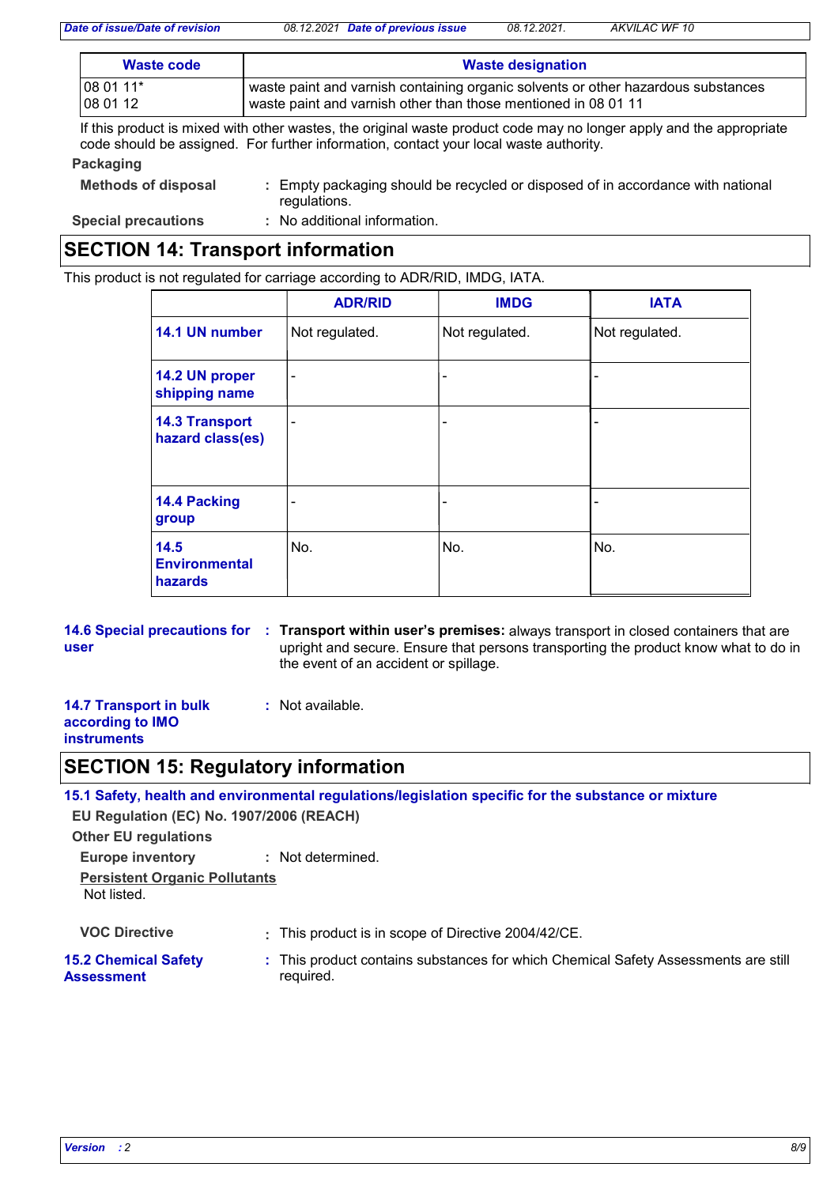| Waste code | Waste designation |
|---|---|
| 08 01 11* | waste paint and varnish containing organic solvents or other hazardous substances |
| 08 01 12 | waste paint and varnish other than those mentioned in 08 01 11 |

If this product is mixed with other wastes, the original waste product code may no longer apply and the appropriate code should be assigned. For further information, contact your local waste authority.

**Packaging**

**Methods of disposal** : Empty packaging should be recycled or disposed of in accordance with national regulations.

**Special precautions** : No additional information.

## SECTION 14: Transport information

This product is not regulated for carriage according to ADR/RID, IMDG, IATA.

| | ADR/RID | IMDG | IATA |
|---|---|---|---|
| **14.1 UN number** | Not regulated. | Not regulated. | Not regulated. |
| **14.2 UN proper shipping name** | - | - | - |
| **14.3 Transport hazard class(es)** | - | - | - |
| **14.4 Packing group** | - | - | - |
| **14.5 Environmental hazards** | No. | No. | No. |

**14.6 Special precautions for user** : **Transport within user's premises:** always transport in closed containers that are upright and secure. Ensure that persons transporting the product know what to do in the event of an accident or spillage.

**14.7 Transport in bulk according to IMO instruments** : Not available.

## SECTION 15: Regulatory information

### 15.1 Safety, health and environmental regulations/legislation specific for the substance or mixture

**EU Regulation (EC) No. 1907/2006 (REACH)**

**Other EU regulations**

**Europe inventory** : Not determined.

**Persistent Organic Pollutants**

Not listed.

**VOC Directive** : This product is in scope of Directive 2004/42/CE.

**15.2 Chemical Safety Assessment** : This product contains substances for which Chemical Safety Assessments are still required.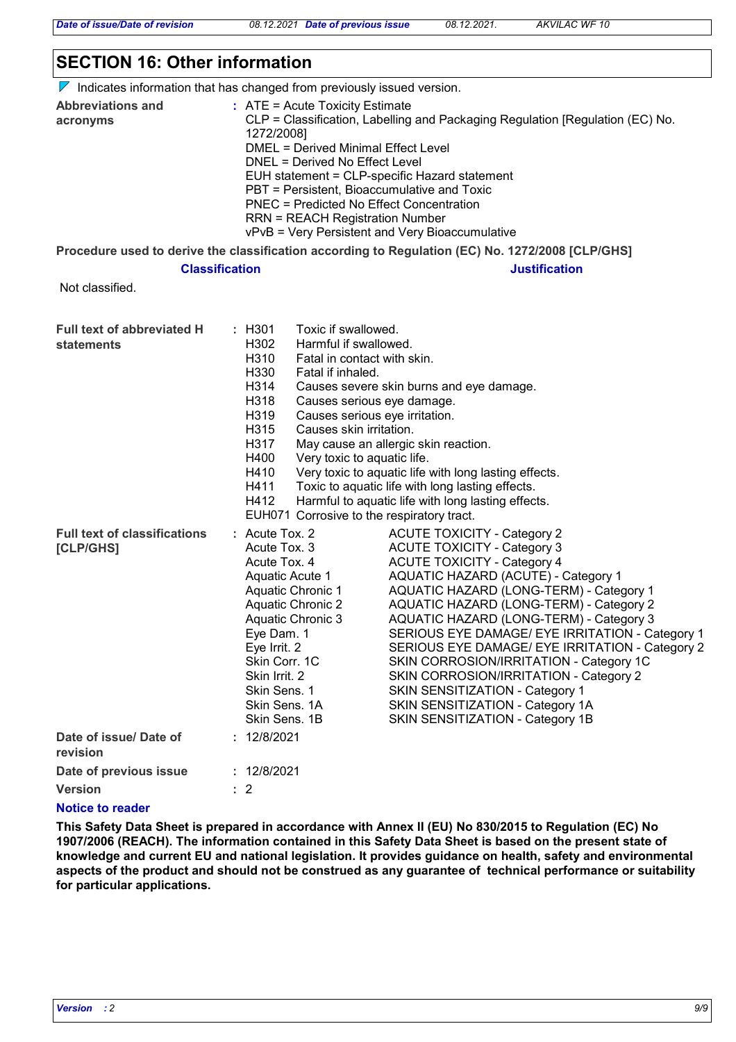## SECTION 16: Other information

▼ Indicates information that has changed from previously issued version.

**Abbreviations and acronyms** : ATE = Acute Toxicity Estimate
CLP = Classification, Labelling and Packaging Regulation [Regulation (EC) No. 1272/2008]
DMEL = Derived Minimal Effect Level
DNEL = Derived No Effect Level
EUH statement = CLP-specific Hazard statement
PBT = Persistent, Bioaccumulative and Toxic
PNEC = Predicted No Effect Concentration
RRN = REACH Registration Number
vPvB = Very Persistent and Very Bioaccumulative

**Procedure used to derive the classification according to Regulation (EC) No. 1272/2008 [CLP/GHS]**

| Classification | Justification |
|---|---|
| Not classified. | |

**Full text of abbreviated H statements** :

| | |
|---|---|
| H301 | Toxic if swallowed. |
| H302 | Harmful if swallowed. |
| H310 | Fatal in contact with skin. |
| H330 | Fatal if inhaled. |
| H314 | Causes severe skin burns and eye damage. |
| H318 | Causes serious eye damage. |
| H319 | Causes serious eye irritation. |
| H315 | Causes skin irritation. |
| H317 | May cause an allergic skin reaction. |
| H400 | Very toxic to aquatic life. |
| H410 | Very toxic to aquatic life with long lasting effects. |
| H411 | Toxic to aquatic life with long lasting effects. |
| H412 | Harmful to aquatic life with long lasting effects. |
| EUH071 | Corrosive to the respiratory tract. |

**Full text of classifications [CLP/GHS]** :

| | |
|---|---|
| Acute Tox. 2 | ACUTE TOXICITY - Category 2 |
| Acute Tox. 3 | ACUTE TOXICITY - Category 3 |
| Acute Tox. 4 | ACUTE TOXICITY - Category 4 |
| Aquatic Acute 1 | AQUATIC HAZARD (ACUTE) - Category 1 |
| Aquatic Chronic 1 | AQUATIC HAZARD (LONG-TERM) - Category 1 |
| Aquatic Chronic 2 | AQUATIC HAZARD (LONG-TERM) - Category 2 |
| Aquatic Chronic 3 | AQUATIC HAZARD (LONG-TERM) - Category 3 |
| Eye Dam. 1 | SERIOUS EYE DAMAGE/ EYE IRRITATION - Category 1 |
| Eye Irrit. 2 | SERIOUS EYE DAMAGE/ EYE IRRITATION - Category 2 |
| Skin Corr. 1C | SKIN CORROSION/IRRITATION - Category 1C |
| Skin Irrit. 2 | SKIN CORROSION/IRRITATION - Category 2 |
| Skin Sens. 1 | SKIN SENSITIZATION - Category 1 |
| Skin Sens. 1A | SKIN SENSITIZATION - Category 1A |
| Skin Sens. 1B | SKIN SENSITIZATION - Category 1B |

**Date of issue/ Date of revision** : 12/8/2021

**Date of previous issue** : 12/8/2021

**Version** : 2

**Notice to reader**

**This Safety Data Sheet is prepared in accordance with Annex II (EU) No 830/2015 to Regulation (EC) No 1907/2006 (REACH). The information contained in this Safety Data Sheet is based on the present state of knowledge and current EU and national legislation. It provides guidance on health, safety and environmental aspects of the product and should not be construed as any guarantee of technical performance or suitability for particular applications.**